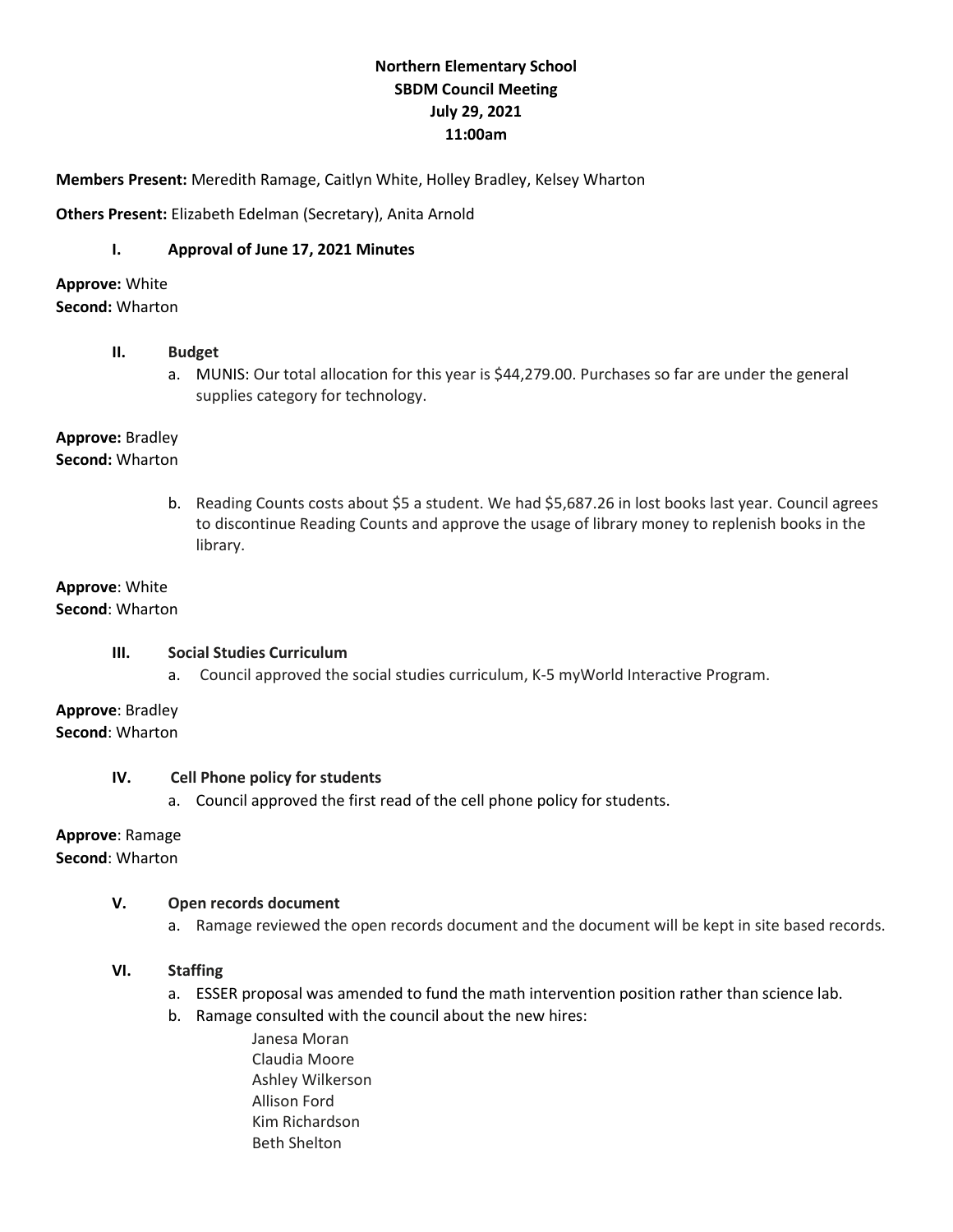# Northern Elementary School
## SBDM Council Meeting
### July 29, 2021
### 11:00am

**Members Present:** Meredith Ramage, Caitlyn White, Holley Bradley, Kelsey Wharton

**Others Present:** Elizabeth Edelman (Secretary), Anita Arnold

## I. Approval of June 17, 2021 Minutes

**Approve:** White
**Second:** Wharton

## II. Budget

a. MUNIS: Our total allocation for this year is $44,279.00. Purchases so far are under the general supplies category for technology.

**Approve:** Bradley
**Second:** Wharton

b. Reading Counts costs about $5 a student. We had $5,687.26 in lost books last year. Council agrees to discontinue Reading Counts and approve the usage of library money to replenish books in the library.

**Approve**: White
**Second**: Wharton

## III. Social Studies Curriculum

a. Council approved the social studies curriculum, K-5 myWorld Interactive Program.

**Approve**: Bradley
**Second**: Wharton

## IV. Cell Phone policy for students

a. Council approved the first read of the cell phone policy for students.

**Approve**: Ramage
**Second**: Wharton

## V. Open records document

a. Ramage reviewed the open records document and the document will be kept in site based records.

## VI. Staffing

a. ESSER proposal was amended to fund the math intervention position rather than science lab.
b. Ramage consulted with the council about the new hires:

   Janesa Moran
   Claudia Moore
   Ashley Wilkerson
   Allison Ford
   Kim Richardson
   Beth Shelton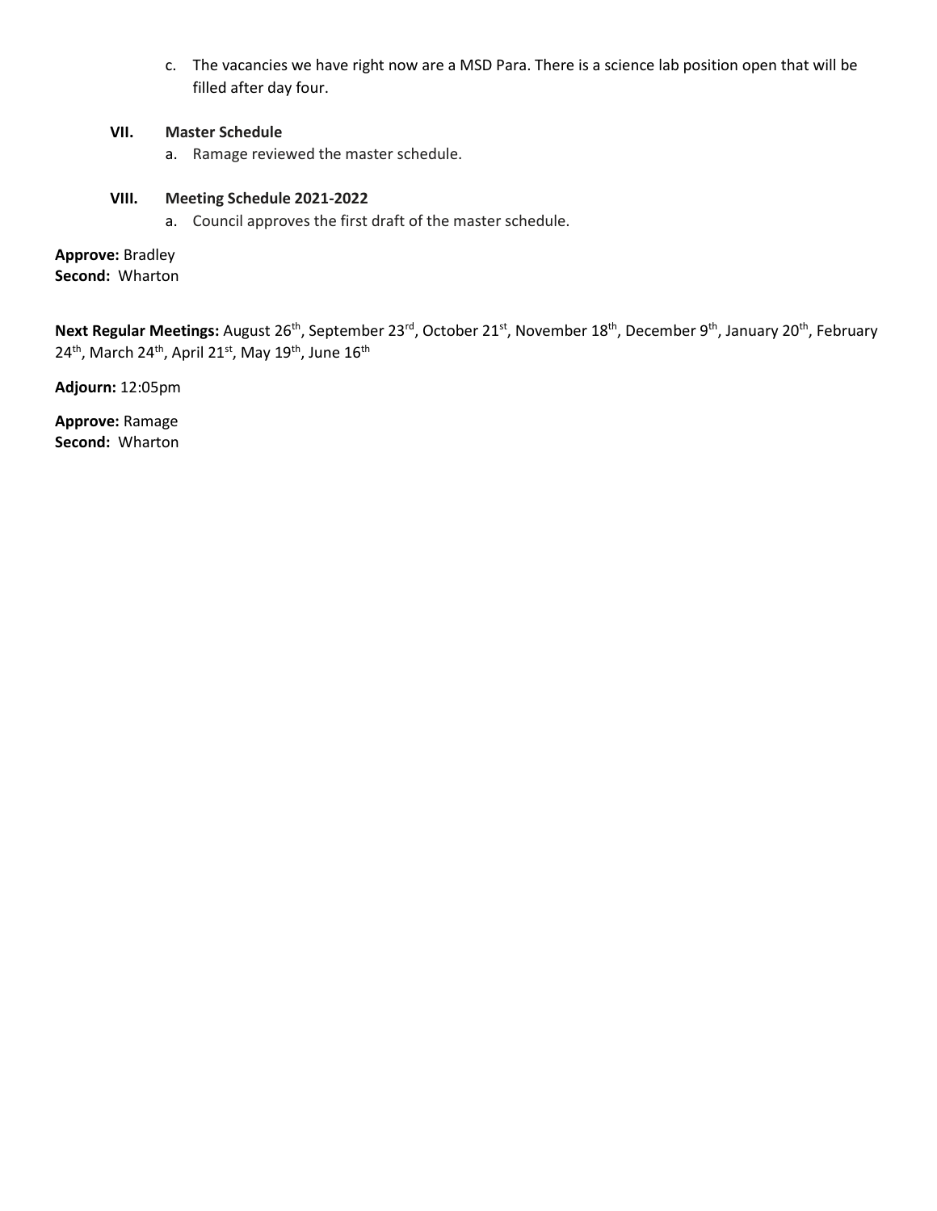c. The vacancies we have right now are a MSD Para. There is a science lab position open that will be filled after day four.

VII. **Master Schedule**

a. Ramage reviewed the master schedule.

VIII. **Meeting Schedule 2021-2022**

a. Council approves the first draft of the master schedule.

**Approve:** Bradley
**Second:** Wharton

**Next Regular Meetings:** August 26th, September 23rd, October 21st, November 18th, December 9th, January 20th, February 24th, March 24th, April 21st, May 19th, June 16th

**Adjourn:** 12:05pm

**Approve:** Ramage
**Second:** Wharton